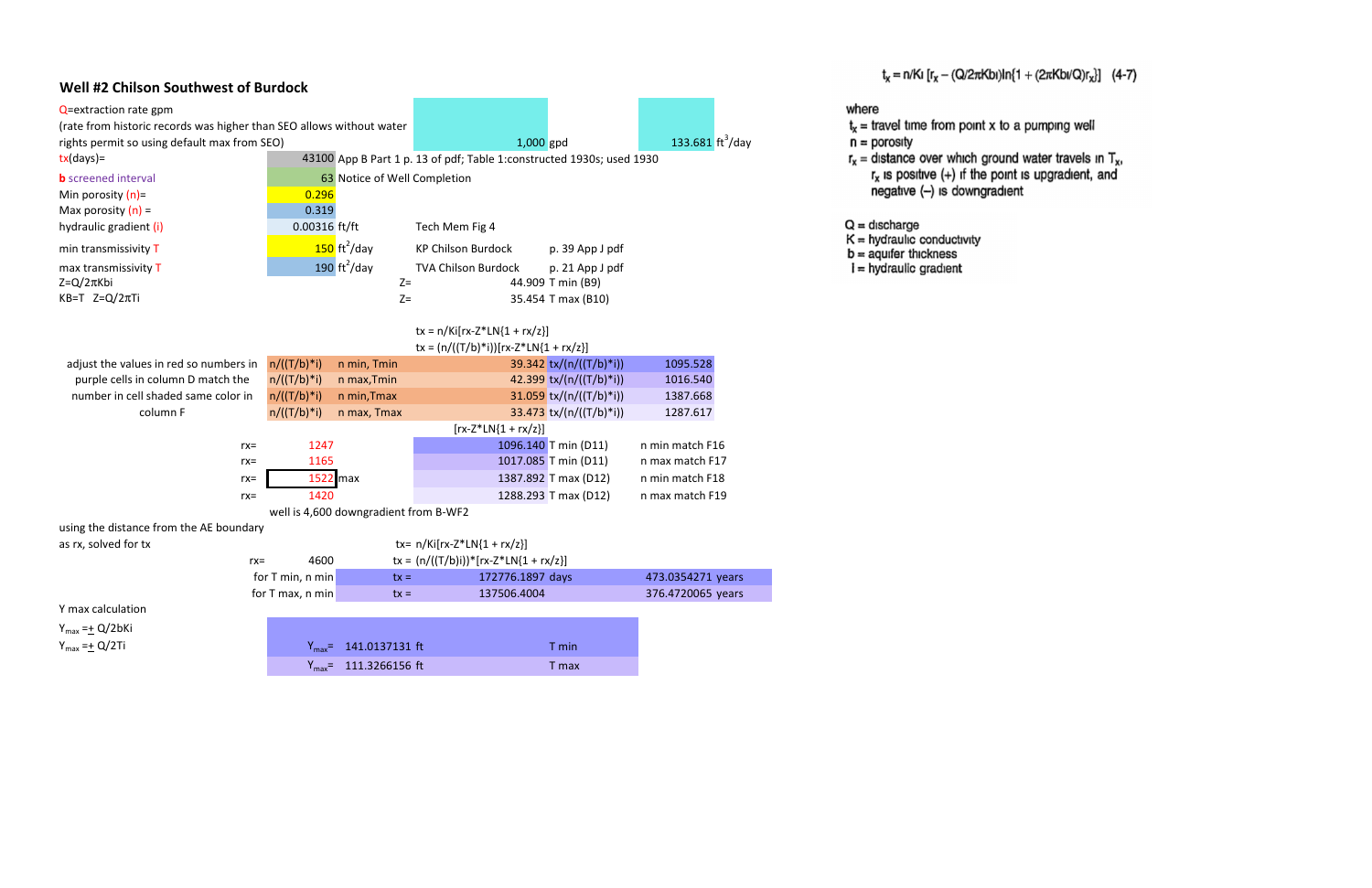## Well #2 Chilson Southwest of Burdock

| | | | | |
|---|---|---|---|---|
| Q=extraction rate gpm (rate from historic records was higher than SEO allows without water rights permit so using default max from SEO) | | 1,000 gpd | 133.681 $ft^3$/day | |
| tx(days)= | 43100 | App B Part 1 p. 13 of pdf; Table 1:constructed 1930s; used 1930 | | |
| b screened interval | 63 | Notice of Well Completion | | |
| Min porosity (n)= | 0.296 | | | |
| Max porosity (n) = | 0.319 | | | |
| hydraulic gradient (i) | 0.00316 ft/ft | Tech Mem Fig 4 | | |
| min transmissivity T | 150 $ft^2$/day | KP Chilson Burdock | p. 39 App J pdf | |
| max transmissivity T | 190 $ft^2$/day | TVA Chilson Burdock | p. 21 App J pdf | |
| Z=Q/2πKbi | | Z= | 44.909 | T min (B9) |
| KB=T Z=Q/2πTi | | Z= | 35.454 | T max (B10) |

$t_x = n/Ki[r_x - Z*LN\{1 + r_x/z\}]$

$t_x = (n/((T/b)*i))[r_x - Z*LN\{1 + r_x/z\}]$

adjust the values in red so numbers in purple cells in column D match the number in cell shaded same color in column F

| | | | | | |
|---|---|---|---|---|---|
| n/((T/b)*i) | n min, Tmin | 39.342 | tx/(n/((T/b)*i)) | 1095.528 | |
| n/((T/b)*i) | n max,Tmin | 42.399 | tx/(n/((T/b)*i)) | 1016.540 | |
| n/((T/b)*i) | n min,Tmax | 31.059 | tx/(n/((T/b)*i)) | 1387.668 | |
| n/((T/b)*i) | n max, Tmax | 33.473 | tx/(n/((T/b)*i)) | 1287.617 | |

| | | | | | |
|---|---|---|---|---|---|
| | | [rx-Z*LN{1 + rx/z}] | | | |
| rx= | 1247 | 1096.140 | T min (D11) | n min match F16 | |
| rx= | 1165 | 1017.085 | T min (D11) | n max match F17 | |
| rx= | 1522 max | 1387.892 | T max (D12) | n min match F18 | |
| rx= | 1420 | 1288.293 | T max (D12) | n max match F19 | |

well is 4,600 downgradient from B-WF2

using the distance from the AE boundary as rx, solved for tx

$t_x = n/Ki[r_x - Z*LN\{1 + r_x/z\}]$

| | | | | |
|---|---|---|---|---|
| rx= | 4600 | tx = (n/((T/b)i))*[rx-Z*LN{1 + rx/z}] | | |
| for T min, n min | tx = | 172776.1897 days | 473.0354271 years | |
| for T max, n min | tx = | 137506.4004 | 376.4720065 years | |

Y max calculation

$Y_{max} = \pm Q/2bKi$

$Y_{max} = \pm Q/2Ti$

| | | |
|---|---|---|
| $Y_{max}$= | 141.0137131 ft | T min |
| $Y_{max}$= | 111.3266156 ft | T max |

$t_x = n/Ki\,[r_x - (Q/2\pi Kbi)\ln\{1 + (2\pi Kbi/Q)r_x\}]$ (4-7)

where

$t_x$ = travel time from point x to a pumping well
n = porosity
$r_x$ = distance over which ground water travels in $T_x$, $r_x$ is positive (+) if the point is upgradient, and negative (–) is downgradient

Q = discharge
K = hydraulic conductivity
b = aquifer thickness
I = hydraulic gradient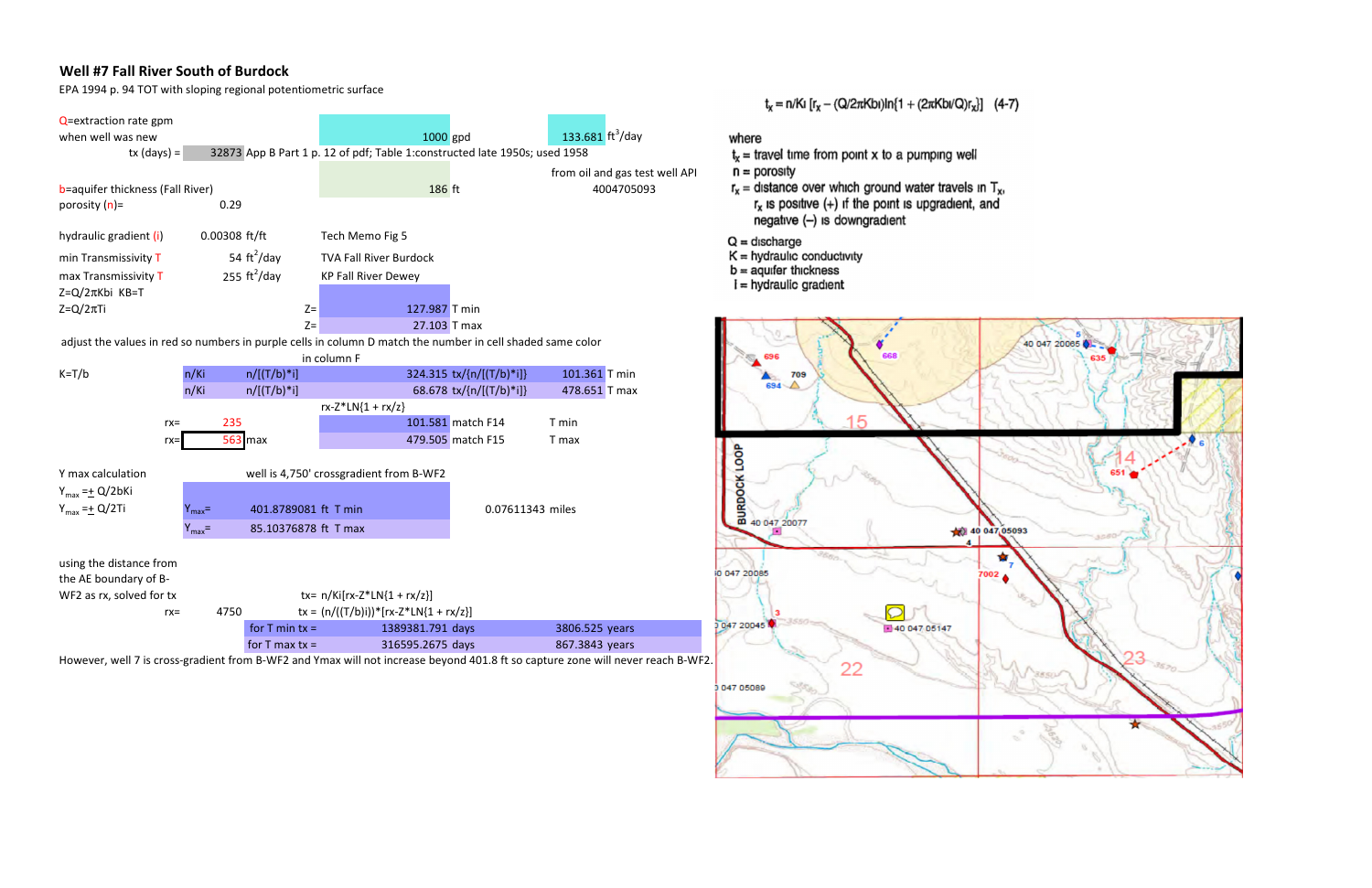## Well #7 Fall River South of Burdock

EPA 1994 p. 94 TOT with sloping regional potentiometric surface

| | | | | |
|---|---|---|---|---|
| Q=extraction rate gpm | | | | |
| when well was new | | 1000 gpd | 133.681 | $ft^3$/day |
| tx (days) = | 32873 | App B Part 1 p. 12 of pdf; Table 1:constructed late 1950s; used 1958 | | |
| | | | from oil and gas test well API | |
| b=aquifer thickness (Fall River) | | 186 ft | 4004705093 | |
| porosity (n)= | 0.29 | | | |
| hydraulic gradient (i) | 0.00308 ft/ft | Tech Memo Fig 5 | | |
| min Transmissivity T | 54 $ft^2$/day | TVA Fall River Burdock | | |
| max Transmissivity T | 255 $ft^2$/day | KP Fall River Dewey | | |

Z=Q/2πKbi KB=T

Z=Q/2πTi

| | | |
|---|---|---|
| Z= | 127.987 | T min |
| Z= | 27.103 | T max |

adjust the values in red so numbers in purple cells in column D match the number in cell shaded same color in column F

| K=T/b | | | | | |
|---|---|---|---|---|---|
| n/Ki | n/[(T/b)*i] | 324.315 | tx/{n/[(T/b)*i]} | 101.361 | T min |
| n/Ki | n/[(T/b)*i] | 68.678 | tx/{n/[(T/b)*i]} | 478.651 | T max |

rx-Z*LN{1 + rx/z}

| | | | | |
|---|---|---|---|---|
| rx= | 235 | 101.581 | match F14 | T min |
| rx= | 563 max | 479.505 | match F15 | T max |

Y max calculation — well is 4,750' crossgradient from B-WF2

$Y_{max}$ =± Q/2bKi

$Y_{max}$ =± Q/2Ti

| | | |
|---|---|---|
| $Y_{max}$= | 401.8789081 ft T min | 0.07611343 miles |
| $Y_{max}$= | 85.10376878 ft T max | |

using the distance from the AE boundary of B-WF2 as rx, solved for tx

tx= n/Ki[rx-Z*LN{1 + rx/z}]

rx= 4750 tx = (n/((T/b)i))*[rx-Z*LN{1 + rx/z}]

| | | |
|---|---|---|
| for T min tx = | 1389381.791 days | 3806.525 years |
| for T max tx = | 316595.2675 days | 867.3843 years |

However, well 7 is cross-gradient from B-WF2 and Ymax will not increase beyond 401.8 ft so capture zone will never reach B-WF2.

$t_x = n/Ki\,[r_x - (Q/2\pi Kbi)\ln\{1 + (2\pi Kbi/Q)r_x\}]$ (4-7)

where

$t_x$ = travel time from point x to a pumping well

n = porosity

$r_x$ = distance over which ground water travels in $T_x$, $r_x$ is positive (+) if the point is upgradient, and negative (–) is downgradient

Q = discharge

K = hydraulic conductivity

b = aquifer thickness

I = hydraulic gradient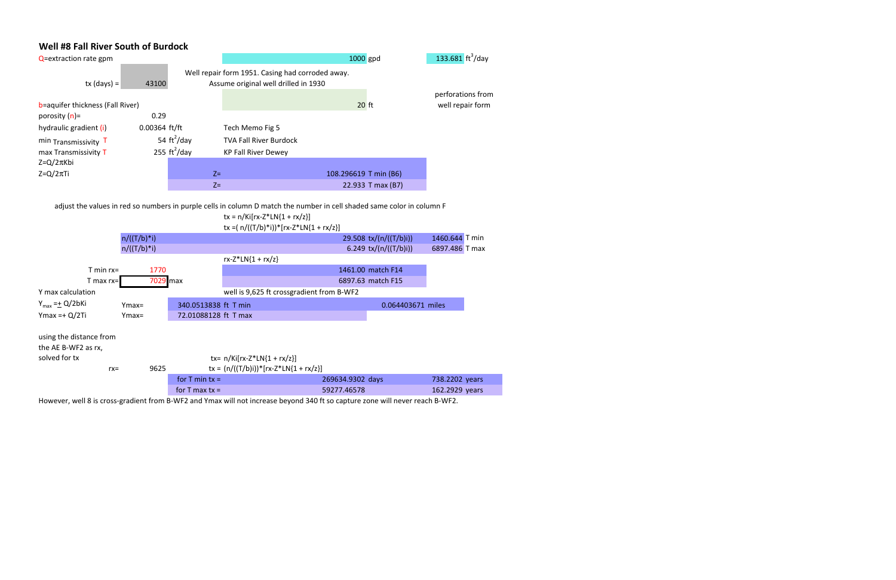## Well #8 Fall River South of Burdock

Q=extraction rate gpm — 1000 gpd — 133.681 $ft^3$/day

tx (days) = 43100

Well repair form 1951. Casing had corroded away.
Assume original well drilled in 1930

b=aquifer thickness (Fall River) — 20 ft — perforations from well repair form

| Parameter | Value | Source |
|---|---|---|
| porosity (n)= | 0.29 | |
| hydraulic gradient (i) | 0.00364 ft/ft | Tech Memo Fig 5 |
| min Transmissivity T | 54 $ft^2$/day | TVA Fall River Burdock |
| max Transmissivity T | 255 $ft^2$/day | KP Fall River Dewey |

$Z=Q/2\pi Kbi$

$Z=Q/2\pi Ti$

| | Z= | |
|---|---|---|
| | Z= | 108.296619 T min (B6) |
| | Z= | 22.933 T max (B7) |

adjust the values in red so numbers in purple cells in column D match the number in cell shaded same color in column F

tx = n/Ki[rx-Z*LN{1 + rx/z}]

tx =( n/((T/b)*i))*[rx-Z*LN{1 + rx/z}]

| | | | |
|---|---|---|---|
| n/((T/b)*i) | 29.508 | tx/(n/((T/b)i)) | 1460.644 T min |
| n/((T/b)*i) | 6.249 | tx/(n/((T/b)i)) | 6897.486 T max |

rx-Z*LN{1 + rx/z}

| | | |
|---|---|---|
| T min rx= | 1770 | 1461.00 match F14 |
| T max rx= | 7029 max | 6897.63 match F15 |

Y max calculation — well is 9,625 ft crossgradient from B-WF2

| | | | |
|---|---|---|---|
| $Y_{max}$ =± Q/2bKi | Ymax= | 340.0513838 ft T min | 0.064403671 miles |
| Ymax =+ Q/2Ti | Ymax= | 72.01088128 ft T max | |

using the distance from the AE B-WF2 as rx, solved for tx

rx= 9625

tx= n/Ki[rx-Z*LN{1 + rx/z}]

tx = (n/((T/b)i))*[rx-Z*LN{1 + rx/z}]

| | | |
|---|---|---|
| for T min tx = | 269634.9302 days | 738.2202 years |
| for T max tx = | 59277.46578 | 162.2929 years |

However, well 8 is cross-gradient from B-WF2 and Ymax will not increase beyond 340 ft so capture zone will never reach B-WF2.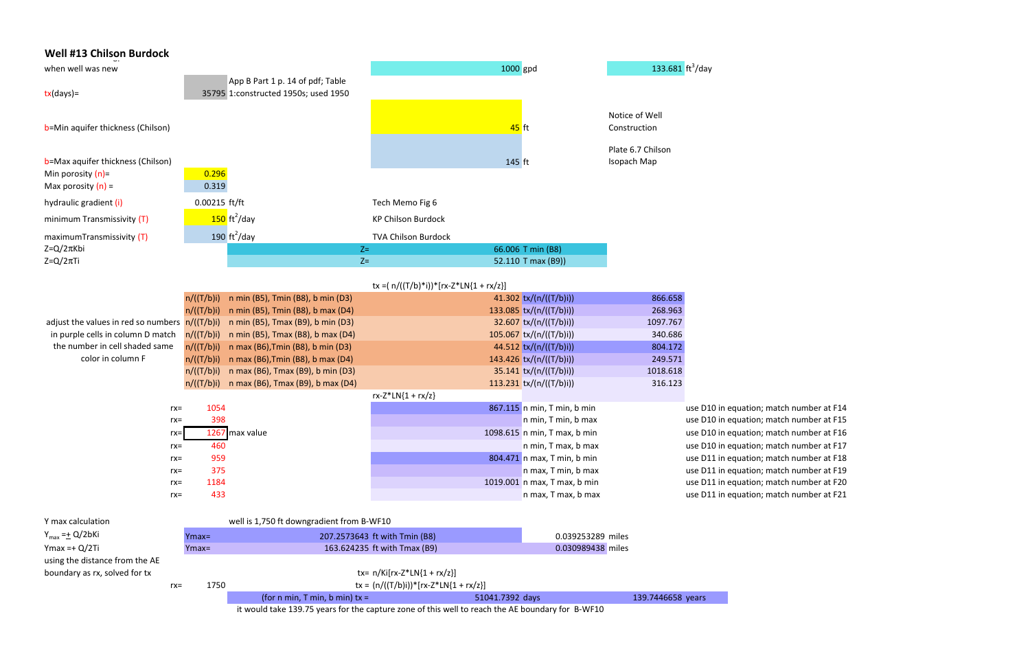## Well #13 Chilson Burdock

| | | | | | | |
|---|---|---|---|---|---|---|
| when well was new | | | 1000 gpd | | 133.681 $ft^3$/day | |
| tx(days)= | 35795 | App B Part 1 p. 14 of pdf; Table 1:constructed 1950s; used 1950 | | | | |
| b=Min aquifer thickness (Chilson) | | | 45 ft | Notice of Well Construction | | |
| b=Max aquifer thickness (Chilson) | | | 145 ft | Plate 6.7 Chilson Isopach Map | | |
| Min porosity (n)= | 0.296 | | | | | |
| Max porosity (n) = | 0.319 | | | | | |
| hydraulic gradient (i) | 0.00215 ft/ft | | Tech Memo Fig 6 | | | |
| minimum Transmissivity (T) | 150 $ft^2$/day | | KP Chilson Burdock | | | |
| maximumTransmissivity (T) | 190 $ft^2$/day | | TVA Chilson Burdock | | | |
| Z=Q/2πKbi | | Z= | 66.006 T min (B8) | | | |
| Z=Q/2πTi | | Z= | 52.110 T max (B9)) | | | |

tx =( n/((T/b)*i))*[rx-Z*LN{1 + rx/z}]

| | | | | | |
|---|---|---|---|---|---|
| adjust the values in red so numbers in purple cells in column D match the number in cell shaded same color in column F | n/((T/b)i) | n min (B5), Tmin (B8), b min (D3) | 41.302 | tx/(n/((T/b)i)) | 866.658 |
| | n/((T/b)i) | n min (B5), Tmin (B8), b max (D4) | 133.085 | tx/(n/((T/b)i)) | 268.963 |
| | n/((T/b)i) | n min (B5), Tmax (B9), b min (D3) | 32.607 | tx/(n/((T/b)i)) | 1097.767 |
| | n/((T/b)i) | n min (B5), Tmax (B8), b max (D4) | 105.067 | tx/(n/((T/b)i)) | 340.686 |
| | n/((T/b)i) | n max (B6),Tmin (B8), b min (D3) | 44.512 | tx/(n/((T/b)i)) | 804.172 |
| | n/((T/b)i) | n max (B6),Tmin (B8), b max (D4) | 143.426 | tx/(n/((T/b)i)) | 249.571 |
| | n/((T/b)i) | n max (B6), Tmax (B9), b min (D3) | 35.141 | tx/(n/((T/b)i)) | 1018.618 |
| | n/((T/b)i) | n max (B6), Tmax (B9), b max (D4) | 113.231 | tx/(n/((T/b)i)) | 316.123 |

rx-Z*LN{1 + rx/z}

| | | | | | |
|---|---|---|---|---|---|
| rx= | 1054 | | 867.115 | n min, T min, b min | use D10 in equation; match number at F14 |
| rx= | 398 | | | n min, T min, b max | use D10 in equation; match number at F15 |
| rx= | 1267 | max value | 1098.615 | n min, T max, b min | use D10 in equation; match number at F16 |
| rx= | 460 | | | n min, T max, b max | use D10 in equation; match number at F17 |
| rx= | 959 | | 804.471 | n max, T min, b min | use D11 in equation; match number at F18 |
| rx= | 375 | | | n max, T min, b max | use D11 in equation; match number at F19 |
| rx= | 1184 | | 1019.001 | n max, T max, b min | use D11 in equation; match number at F20 |
| rx= | 433 | | | n max, T max, b max | use D11 in equation; match number at F21 |

Y max calculation — well is 1,750 ft downgradient from B-WF10

| | | | |
|---|---|---|---|
| $Y_{max}$ =± Q/2bKi | Ymax= | 207.2573643 ft with Tmin (B8) | 0.039253289 miles |
| Ymax =+ Q/2Ti | Ymax= | 163.624235 ft with Tmax (B9) | 0.030989438 miles |

using the distance from the AE boundary as rx, solved for tx

tx= n/Ki[rx-Z*LN{1 + rx/z}]

rx= 1750 — tx = (n/((T/b)i))*[rx-Z*LN{1 + rx/z}]

(for n min, T min, b min) tx = 51041.7392 days — 139.7446658 years

it would take 139.75 years for the capture zone of this well to reach the AE boundary for B-WF10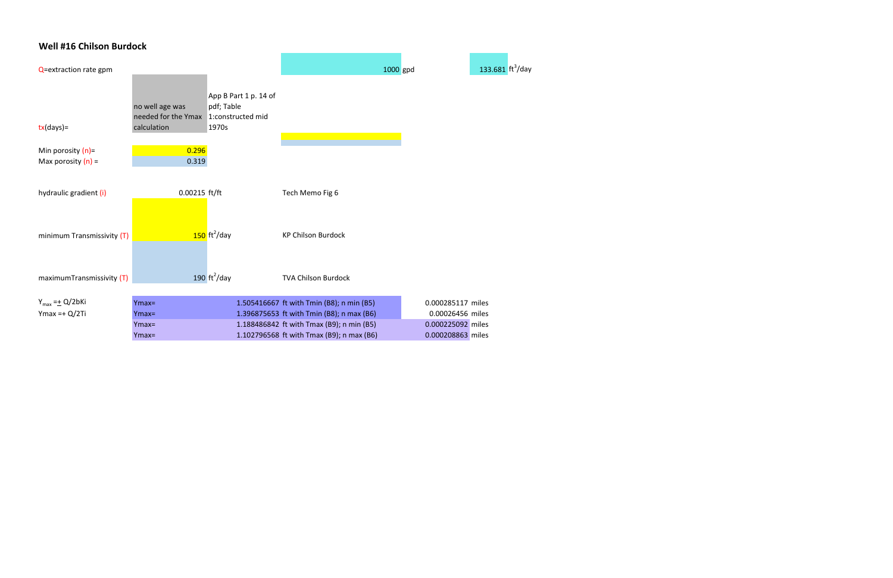## Well #16 Chilson Burdock

| | | | | | | |
|---|---|---|---|---|---|---|
| Q=extraction rate gpm | | | 1000 gpd | | 133.681 | $ft^3$/day |
| tx(days)= | no well age was needed for the Ymax calculation | App B Part 1 p. 14 of pdf; Table 1:constructed mid 1970s | | | | |
| Min porosity (n)= | 0.296 | | | | | |
| Max porosity (n) = | 0.319 | | | | | |
| hydraulic gradient (i) | 0.00215 | ft/ft | Tech Memo Fig 6 | | | |
| minimum Transmissivity (T) | 150 | $ft^2$/day | KP Chilson Burdock | | | |
| maximumTransmissivity (T) | 190 | $ft^2$/day | TVA Chilson Burdock | | | |
| $Y_{max} = \pm Q/2bKi$ | Ymax= | | 1.505416667 ft with Tmin (B8); n min (B5) | 0.000285117 | miles | |
| Ymax =+ Q/2Ti | Ymax= | | 1.396875653 ft with Tmin (B8); n max (B6) | 0.00026456 | miles | |
| | Ymax= | | 1.188486842 ft with Tmax (B9); n min (B5) | 0.000225092 | miles | |
| | Ymax= | | 1.102796568 ft with Tmax (B9); n max (B6) | 0.000208863 | miles | |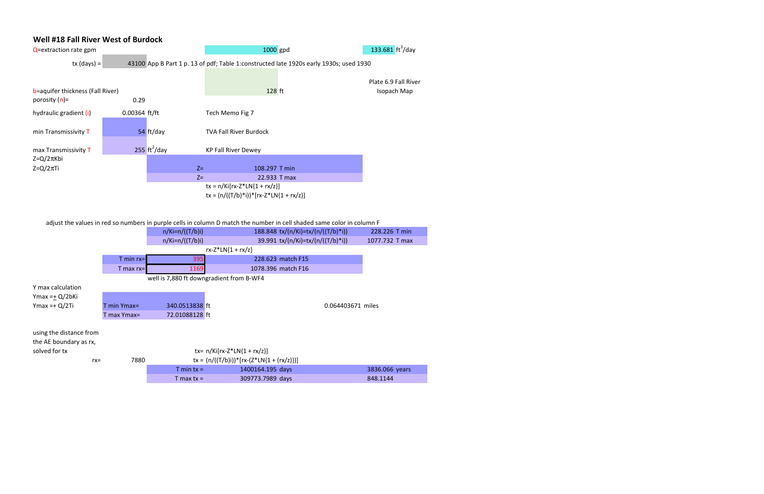## Well #18 Fall River West of Burdock

| | | | | | |
|---|---|---|---|---|---|
| Q=extraction rate gpm | | | 1000 gpd | 133.681 | $ft^3$/day |
| tx (days) = | 43100 | App B Part 1 p. 13 of pdf; Table 1:constructed late 1920s early 1930s; used 1930 | | | |
| b=aquifer thickness (Fall River) | | | 128 ft | Plate 6.9 Fall River Isopach Map | |
| porosity (n)= | 0.29 | | | | |
| hydraulic gradient (i) | 0.00364 ft/ft | | Tech Memo Fig 7 | | |
| min Transmissivity T | 54 ft/day | | TVA Fall River Burdock | | |
| max Transmissivity T | 255 $ft^2$/day | | KP Fall River Dewey | | |

Z=Q/2πKbi

Z=Q/2πTi

| | | |
|---|---|---|
| Z= | 108.297 | T min |
| Z= | 22.933 | T max |

tx = n/Ki[rx-Z*LN{1 + rx/z}]

tx = (n/((T/b)*i))*[rx-Z*LN{1 + rx/z}]

adjust the values in red so numbers in purple cells in column D match the number in cell shaded same color in column F

| | | | | |
|---|---|---|---|---|
| | n/Ki=n/((T/b)i) | 188.848 tx/(n/Ki)=tx/(n/((T/b)*i)) | 228.226 | T min |
| | n/Ki=n/((T/b)i) | 39.991 tx/(n/Ki)=tx/(n/((T/b)*i)) | 1077.732 | T max |
| | | rx-Z*LN{1 + rx/z} | | |
| T min rx= | 395 | 228.623 match F15 | | |
| T max rx= | 1169 | 1078.396 match F16 | | |

well is 7,880 ft downgradient from B-WF4

Y max calculation

Ymax =± Q/2bKi

Ymax =+ Q/2Ti

| | | | |
|---|---|---|---|
| T min Ymax= | 340.0513838 ft | 0.064403671 | miles |
| T max Ymax= | 72.01088128 ft | | |

using the distance from the AE boundary as rx, solved for tx

tx= n/Ki[rx-Z*LN{1 + rx/z}]

tx = (n/((T/b)i))*[rx-(Z*LN{1 + (rx/z)})]

rx= 7880

| | | | |
|---|---|---|---|
| T min tx = | 1400164.195 days | 3836.066 | years |
| T max tx = | 309773.7989 days | 848.1144 | |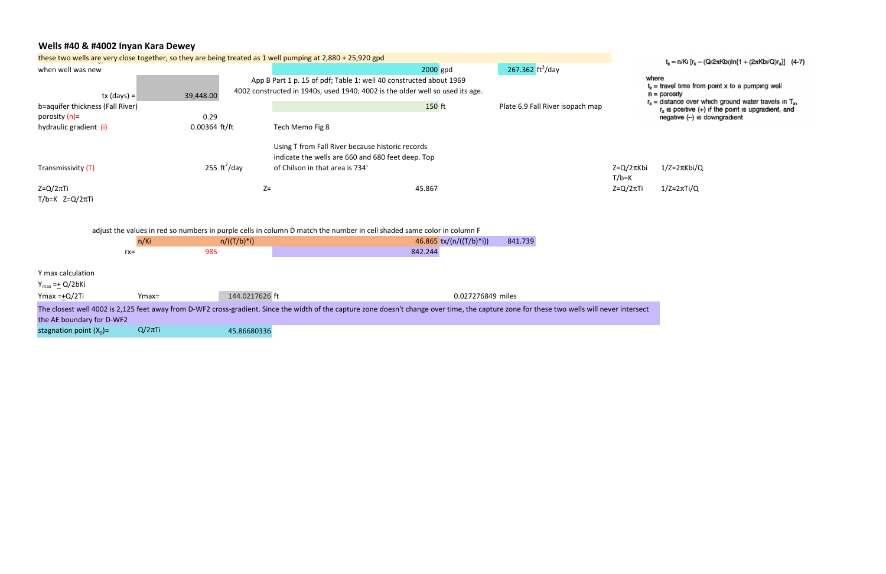## Wells #40 & #4002 Inyan Kara Dewey

these two wells are very close together, so they are being treated as 1 well pumping at 2,880 + 25,920 gpd

| | | | | | | |
|---|---|---|---|---|---|---|
| when well was new | | | 2000 gpd | 267.362 $ft^3$/day | | |
| tx (days) = | 39,448.00 | App B Part 1 p. 15 of pdf; Table 1: well 40 constructed about 1969 4002 constructed in 1940s, used 1940; 4002 is the older well so used its age. | | | | |
| b=aquifer thickness (Fall River) | | | 150 ft | Plate 6.9 Fall River isopach map | | |
| porosity (n)= | 0.29 | | | | | |
| hydraulic gradient (i) | 0.00364 ft/ft | Tech Memo Fig 8 | | | | |
| Transmissivity (T) | 255 $ft^2$/day | Using T from Fall River because historic records indicate the wells are 660 and 680 feet deep. Top of Chilson in that area is 734' | | | $Z=Q/2\pi Kbi$ $T/b=K$ | $1/Z=2\pi Kbi/Q$ |
| $Z=Q/2\pi Ti$ $T/b=K$ $Z=Q/2\pi Ti$ | | Z= | 45.867 | | $Z=Q/2\pi Ti$ | $1/Z=2\pi Ti/Q$ |

$$t_x = n/Ki\,[r_x - (Q/2\pi Kbi)\ln\{1 + (2\pi Kbi/Q)r_x\}] \quad (4\text{-}7)$$

where
$t_x$ = travel time from point x to a pumping well
n = porosity
$r_x$ = distance over which ground water travels in $T_x$, $r_x$ is positive (+) if the point is upgradient, and negative (–) is downgradient

adjust the values in red so numbers in purple cells in column D match the number in cell shaded same color in column F

| | | | | |
|---|---|---|---|---|
| n/Ki | n/((T/b)*i) | 46.865 | tx/(n/((T/b)*i)) | 841.739 |
| rx= | 985 | 842.244 | | |

Y max calculation

$Y_{max} = \pm\ Q/2bKi$

| | | | |
|---|---|---|---|
| $Ymax = \pm Q/2Ti$ | Ymax= | 144.0217626 ft | 0.027276849 miles |

The closest well 4002 is 2,125 feet away from D-WF2 cross-gradient. Since the width of the capture zone doesn't change over time, the capture zone for these two wells will never intersect the AE boundary for D-WF2

| | | |
|---|---|---|
| stagnation point ($X_0$)= | $Q/2\pi Ti$ | 45.86680336 |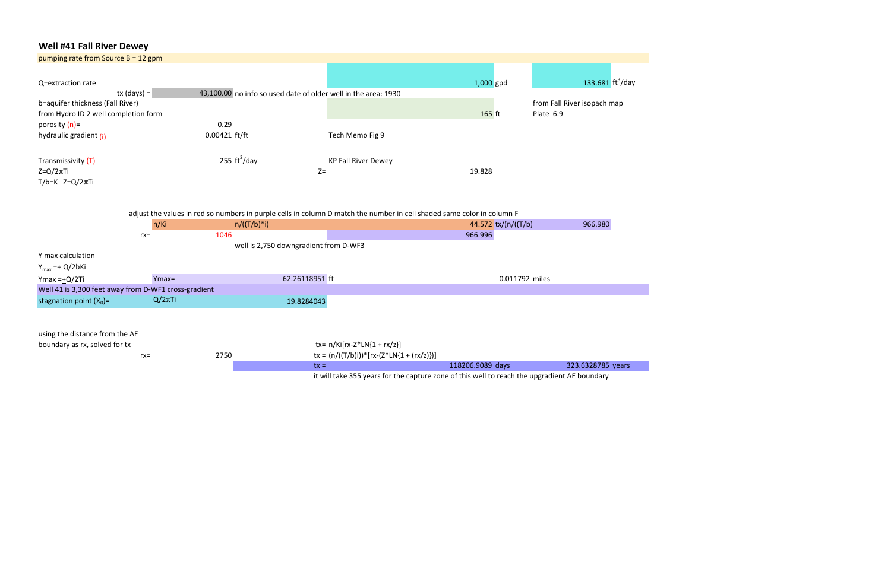**Well #41 Fall River Dewey**

pumping rate from Source B = 12 gpm

| | | | | | |
|---|---|---|---|---|---|
| Q=extraction rate | | | 1,000 gpd | | 133.681 $ft^3$/day |
| tx (days) = | 43,100.00 | no info so used date of older well in the area: 1930 | | | |
| b=aquifer thickness (Fall River) | | | | | from Fall River isopach map |
| from Hydro ID 2 well completion form | | | 165 ft | | Plate 6.9 |
| porosity (n)= | 0.29 | | | | |
| hydraulic gradient (i) | 0.00421 ft/ft | Tech Memo Fig 9 | | | |
| Transmissivity (T) | 255 $ft^2$/day | KP Fall River Dewey | | | |
| $Z=Q/2\pi Ti$ | Z= | | 19.828 | | |
| $T/b=K \quad Z=Q/2\pi Ti$ | | | | | |

adjust the values in red so numbers in purple cells in column D match the number in cell shaded same color in column F

| | | | | |
|---|---|---|---|---|
| n/Ki | n/((T/b)*i) | 44.572 | tx/(n/((T/b) | 966.980 |
| rx= | 1046 | 966.996 | | |

well is 2,750 downgradient from D-WF3

Y max calculation

$Y_{max} = \pm Q/2bKi$

| | | |
|---|---|---|
| $Ymax = \pm Q/2Ti$ | Ymax= | 62.26118951 ft | 0.011792 miles |

Well 41 is 3,300 feet away from D-WF1 cross-gradient

| | | |
|---|---|---|
| stagnation point ($X_0$)= | $Q/2\pi Ti$ | 19.8284043 |

using the distance from the AE boundary as rx, solved for tx

rx= 2750

tx= n/Ki[rx-Z*LN{1 + rx/z}]

tx = (n/((T/b)i))*[rx-(Z*LN{1 + (rx/z})}]

tx = 118206.9089 days 323.6328785 years

it will take 355 years for the capture zone of this well to reach the upgradient AE boundary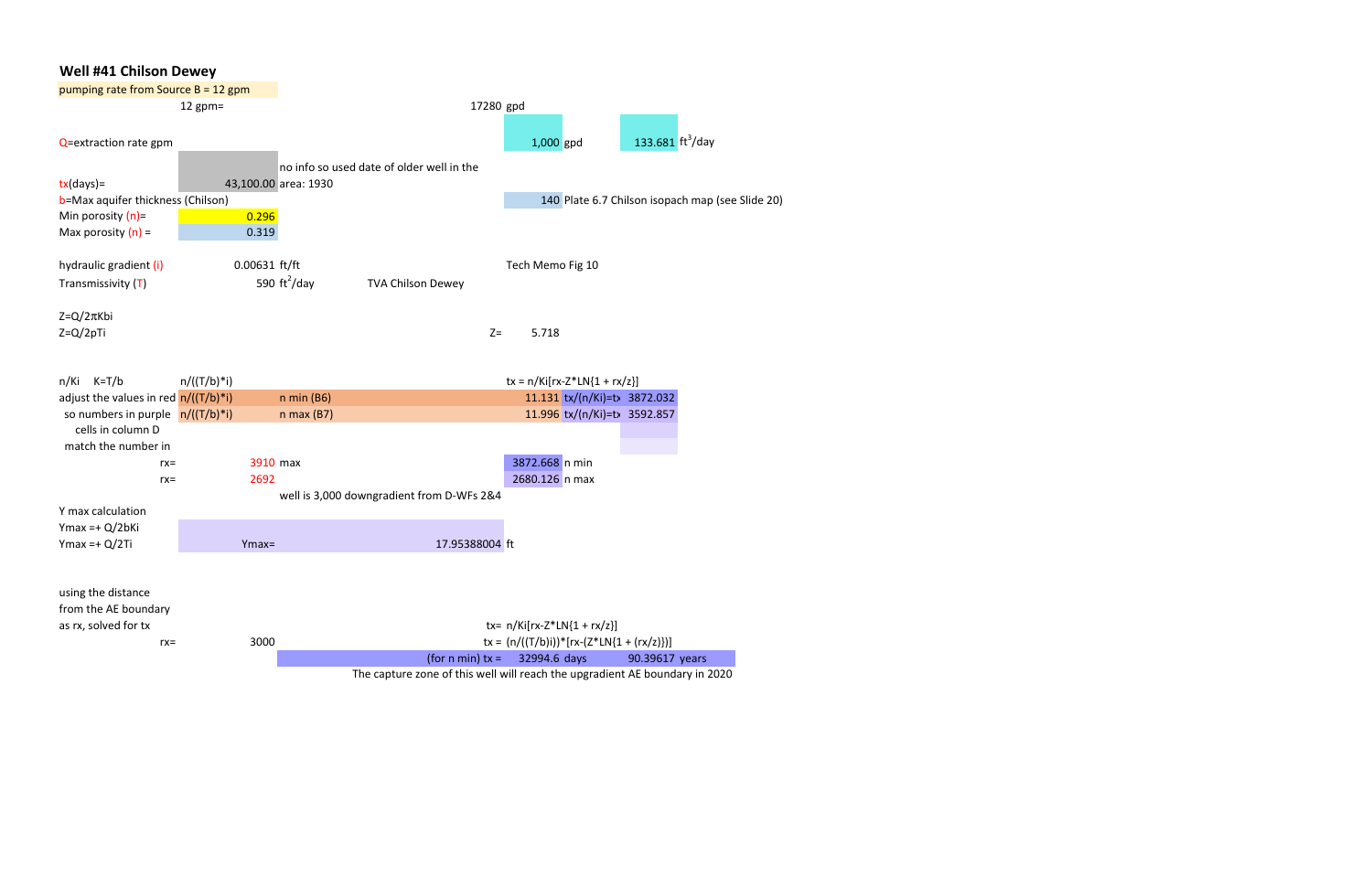## Well #41 Chilson Dewey

pumping rate from Source B = 12 gpm

| | | | | | | |
|---|---|---|---|---|---|---|
| | 12 gpm= | | | 17280 | gpd | |
| Q=extraction rate gpm | | | | 1,000 | gpd | 133.681 $ft^3$/day |
| tx(days)= | 43,100.00 | no info so used date of older well in the area: 1930 | | | | |
| b=Max aquifer thickness (Chilson) | | | | 140 | Plate 6.7 Chilson isopach map (see Slide 20) | |
| Min porosity (n)= | 0.296 | | | | | |
| Max porosity (n) = | 0.319 | | | | | |
| hydraulic gradient (i) | 0.00631 | ft/ft | | Tech Memo Fig 10 | | |
| Transmissivity (T) | 590 | $ft^2$/day | TVA Chilson Dewey | | | |

Z=Q/2πKbi

Z=Q/2pTi

Z= 5.718

| | | | | | |
|---|---|---|---|---|---|
| n/Ki K=T/b | n/((T/b)*i) | | | tx = n/Ki[rx-Z*LN{1 + rx/z}] | |
| adjust the values in red | n/((T/b)*i) | n min (B6) | 11.131 | tx/(n/Ki)=tx | 3872.032 |
| so numbers in purple | n/((T/b)*i) | n max (B7) | 11.996 | tx/(n/Ki)=tx | 3592.857 |
| cells in column D | | | | | |
| match the number in | | | | | |
| rx= | 3910 | max | 3872.668 | n min | |
| rx= | 2692 | | 2680.126 | n max | |
| | | well is 3,000 downgradient from D-WFs 2&4 | | | |

Y max calculation

Ymax =+ Q/2bKi

Ymax =+ Q/2Ti — Ymax= 17.95388004 ft

using the distance from the AE boundary as rx, solved for tx

tx= n/Ki[rx-Z*LN{1 + rx/z}]

rx= 3000 — tx = (n/((T/b)i))*[rx-(Z*LN{1 + (rx/z)})]

(for n min) tx = 32994.6 days — 90.39617 years

The capture zone of this well will reach the upgradient AE boundary in 2020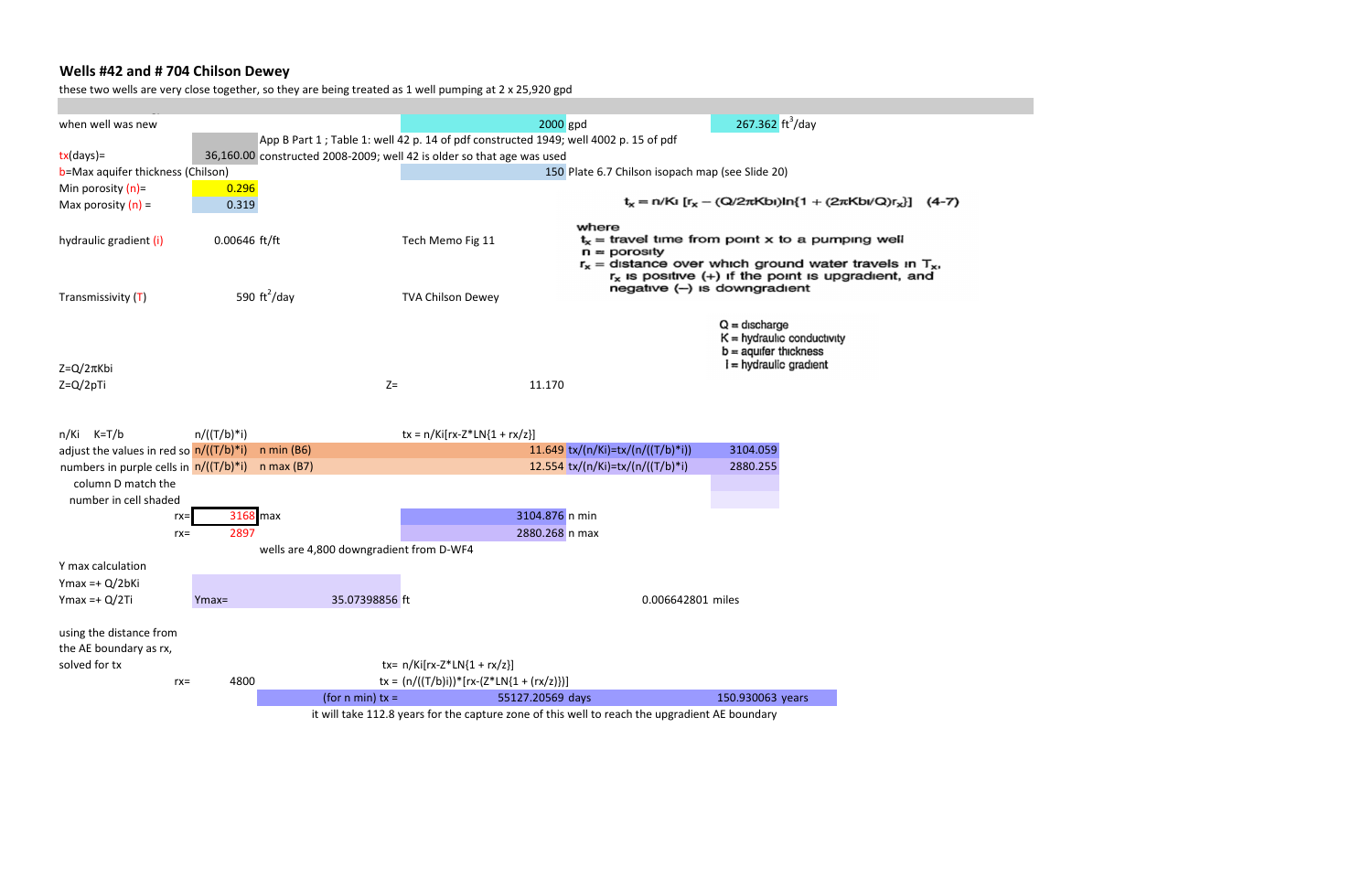## Wells #42 and # 704 Chilson Dewey

these two wells are very close together, so they are being treated as 1 well pumping at 2 x 25,920 gpd

| | | | | | |
|---|---|---|---|---|---|
| when well was new | | | 2000 gpd | | 267.362 $ft^3$/day |
| | | App B Part 1 ; Table 1: well 42 p. 14 of pdf constructed 1949; well 4002 p. 15 of pdf | | | |
| $t_x$(days)= | 36,160.00 | constructed 2008-2009; well 42 is older so that age was used | | | |
| b=Max aquifer thickness (Chilson) | | | 150 | Plate 6.7 Chilson isopach map (see Slide 20) | |
| Min porosity (n)= | 0.296 | | | | |
| Max porosity (n) = | 0.319 | | | | |
| hydraulic gradient (i) | 0.00646 ft/ft | Tech Memo Fig 11 | | | |
| Transmissivity (T) | 590 $ft^2$/day | TVA Chilson Dewey | | | |

$$t_x = n/Ki\,[r_x - (Q/2\pi Kbi)\ln\{1 + (2\pi Kbi/Q)r_x\}] \quad (4\text{-}7)$$

where
$t_x$ = travel time from point x to a pumping well
n = porosity
$r_x$ = distance over which ground water travels in $T_x$, $r_x$ is positive (+) if the point is upgradient, and negative (−) is downgradient

Q = discharge
K = hydraulic conductivity
b = aquifer thickness
I = hydraulic gradient

Z=Q/2πKbi
Z=Q/2pTi Z= 11.170

n/Ki K=T/b n/((T/b)*i) tx = n/Ki[rx-Z*LN{1 + rx/z}]

| | | | | | |
|---|---|---|---|---|---|
| adjust the values in red so | n/((T/b)*i) | n min (B6) | 11.649 | tx/(n/Ki)=tx/(n/((T/b)*i)) | 3104.059 |
| numbers in purple cells in | n/((T/b)*i) | n max (B7) | 12.554 | tx/(n/Ki)=tx/(n/((T/b)*i) | 2880.255 |
| column D match the | | | | | |
| number in cell shaded | | | | | |
| rx= | 3168 | max | 3104.876 | n min | |
| rx= | 2897 | | 2880.268 | n max | |

wells are 4,800 downgradient from D-WF4

Y max calculation
Ymax =+ Q/2bKi
Ymax =+ Q/2Ti Ymax= 35.07398856 ft 0.006642801 miles

using the distance from the AE boundary as rx, solved for tx

tx= n/Ki[rx-Z*LN{1 + rx/z}]

rx= 4800 tx = (n/((T/b)i))*[rx-(Z*LN{1 + (rx/z)})]

(for n min) tx = 55127.20569 days 150.930063 years

it will take 112.8 years for the capture zone of this well to reach the upgradient AE boundary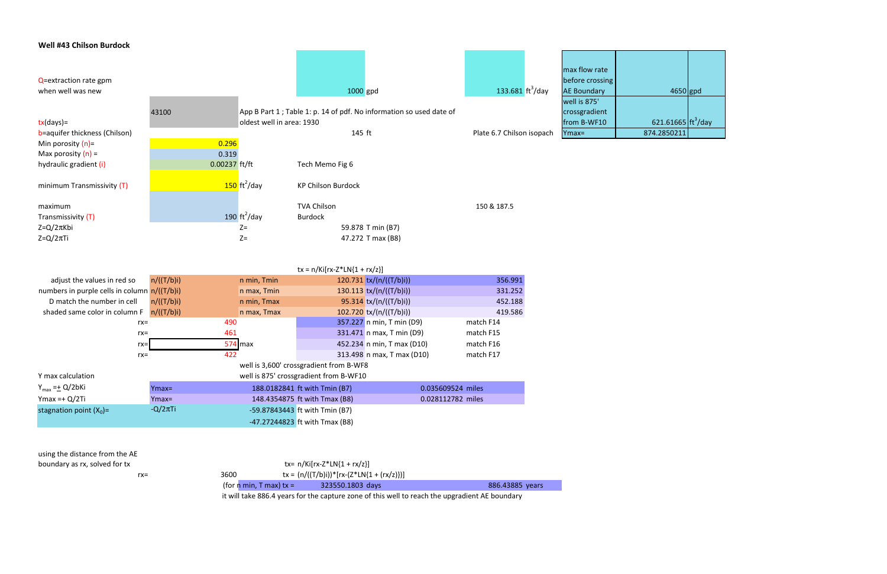**Well #43 Chilson Burdock**

| | | | | | |
|---|---|---|---|---|---|
| Q=extraction rate gpm when well was new | | 1000 gpd | 133.681 $ft^3$/day | | |
| tx(days)= | 43100 | App B Part 1 ; Table 1: p. 14 of pdf. No information so used date of oldest well in area: 1930 | | | |
| b=aquifer thickness (Chilson) | | 145 ft | Plate 6.7 Chilson isopach | | |
| Min porosity (n)= | 0.296 | | | | |
| Max porosity (n) = | 0.319 | | | | |
| hydraulic gradient (i) | 0.00237 ft/ft | Tech Memo Fig 6 | | | |
| minimum Transmissivity (T) | 150 $ft^2$/day | KP Chilson Burdock | | | |
| maximum Transmissivity (T) | 190 $ft^2$/day | TVA Chilson Burdock | 150 & 187.5 | | |
| $Z=Q/2\pi Kbi$ | Z= | 59.878 T min (B7) | | | |
| $Z=Q/2\pi Ti$ | Z= | 47.272 T max (B8) | | | |

| | | |
|---|---|---|
| max flow rate before crossing AE Boundary | 4650 | gpd |
| well is 875' crossgradient from B-WF10 | 621.61665 | $ft^3$/day |
| Ymax= | 874.2850211 | |

$tx = n/Ki[rx-Z*LN\{1 + rx/z\}]$

| | | | | | | |
|---|---|---|---|---|---|---|
| adjust the values in red so | n/((T/b)i) | n min, Tmin | 120.731 | tx/(n/((T/b)i)) | 356.991 | |
| numbers in purple cells in column | n/((T/b)i) | n max, Tmin | 130.113 | tx/(n/((T/b)i)) | 331.252 | |
| D match the number in cell | n/((T/b)i) | n min, Tmax | 95.314 | tx/(n/((T/b)i)) | 452.188 | |
| shaded same color in column F | n/((T/b)i) | n max, Tmax | 102.720 | tx/(n/((T/b)i)) | 419.586 | |
| rx= | 490 | | 357.227 | n min, T min (D9) | match F14 | |
| rx= | 461 | | 331.471 | n max, T min (D9) | match F15 | |
| rx= | 574 | max | 452.234 | n min, T max (D10) | match F16 | |
| rx= | 422 | | 313.498 | n max, T max (D10) | match F17 | |

well is 3,600' crossgradient from B-WF8

well is 875' crossgradient from B-WF10

| | | | | |
|---|---|---|---|---|
| Y max calculation | | | | |
| $Y_{max} = \pm\ Q/2bKi$ | Ymax= | 188.0182841 ft with Tmin (B7) | 0.035609524 | miles |
| Ymax =+ Q/2Ti | Ymax= | 148.4354875 ft with Tmax (B8) | 0.028112782 | miles |
| stagnation point ($X_0$)= | $-Q/2\pi Ti$ | -59.87843443 ft with Tmin (B7) | | |
| | | -47.27244823 ft with Tmax (B8) | | |

using the distance from the AE boundary as rx, solved for tx

$tx= n/Ki[rx-Z*LN\{1 + rx/z\}]$

rx= 3600 $tx = (n/((T/b)i))*[rx-(Z*LN\{1 + (rx/z)\})]$

(for n min, T max) tx = 323550.1803 days 886.43885 years

it will take 886.4 years for the capture zone of this well to reach the upgradient AE boundary